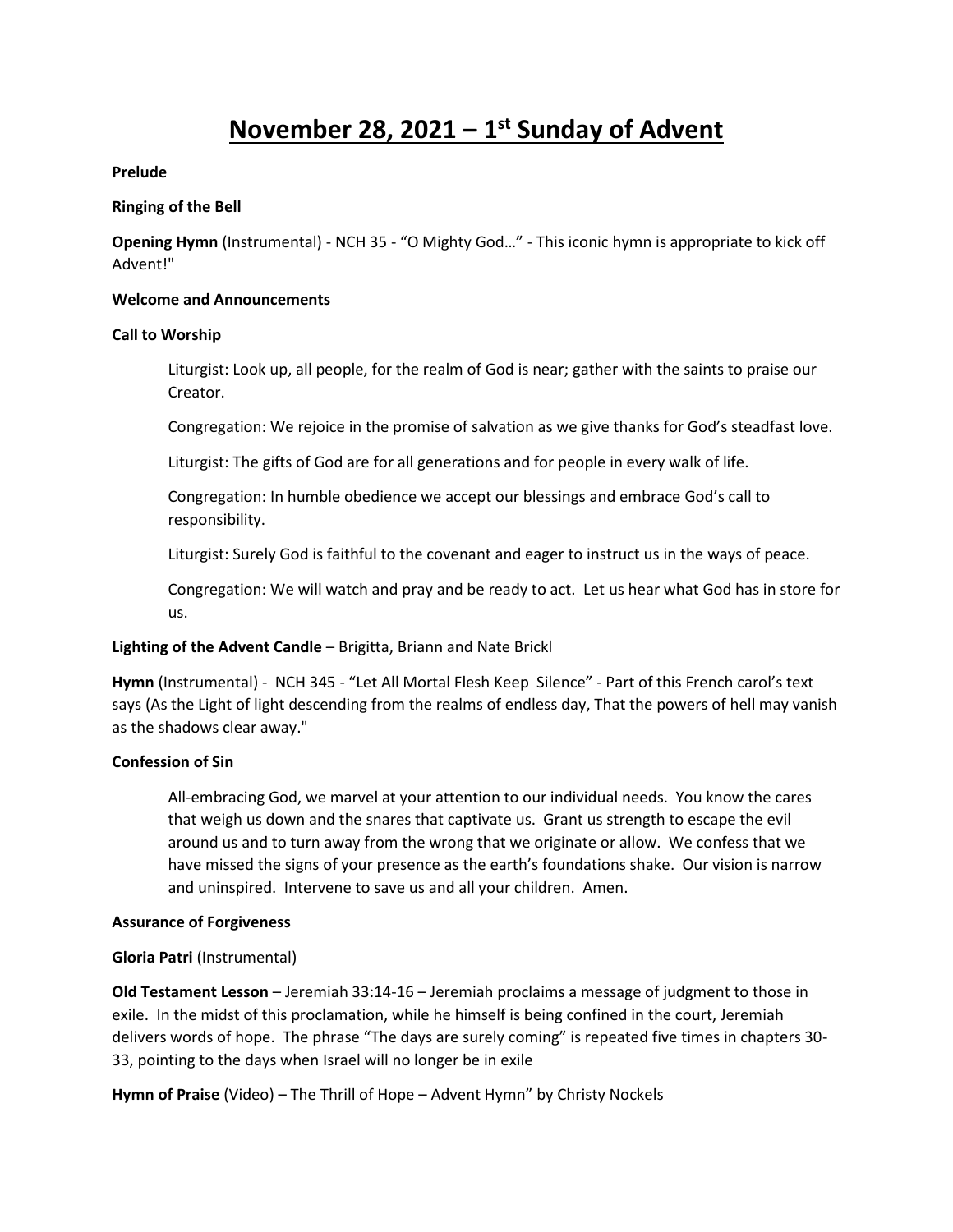# November 28, 2021 – 1st Sunday of Advent

**Prelude**

**Ringing of the Bell**

**Opening Hymn** (Instrumental) - NCH 35 - "O Mighty God…" - This iconic hymn is appropriate to kick off Advent!"

**Welcome and Announcements**

**Call to Worship**

> Liturgist: Look up, all people, for the realm of God is near; gather with the saints to praise our Creator.
>
> Congregation: We rejoice in the promise of salvation as we give thanks for God's steadfast love.
>
> Liturgist: The gifts of God are for all generations and for people in every walk of life.
>
> Congregation: In humble obedience we accept our blessings and embrace God's call to responsibility.
>
> Liturgist: Surely God is faithful to the covenant and eager to instruct us in the ways of peace.
>
> Congregation: We will watch and pray and be ready to act. Let us hear what God has in store for us.

**Lighting of the Advent Candle** – Brigitta, Briann and Nate Brickl

**Hymn** (Instrumental) - NCH 345 - "Let All Mortal Flesh Keep Silence" - Part of this French carol's text says (As the Light of light descending from the realms of endless day, That the powers of hell may vanish as the shadows clear away."

**Confession of Sin**

> All-embracing God, we marvel at your attention to our individual needs. You know the cares that weigh us down and the snares that captivate us. Grant us strength to escape the evil around us and to turn away from the wrong that we originate or allow. We confess that we have missed the signs of your presence as the earth's foundations shake. Our vision is narrow and uninspired. Intervene to save us and all your children. Amen.

**Assurance of Forgiveness**

**Gloria Patri** (Instrumental)

**Old Testament Lesson** – Jeremiah 33:14-16 – Jeremiah proclaims a message of judgment to those in exile. In the midst of this proclamation, while he himself is being confined in the court, Jeremiah delivers words of hope. The phrase "The days are surely coming" is repeated five times in chapters 30-33, pointing to the days when Israel will no longer be in exile

**Hymn of Praise** (Video) – The Thrill of Hope – Advent Hymn" by Christy Nockels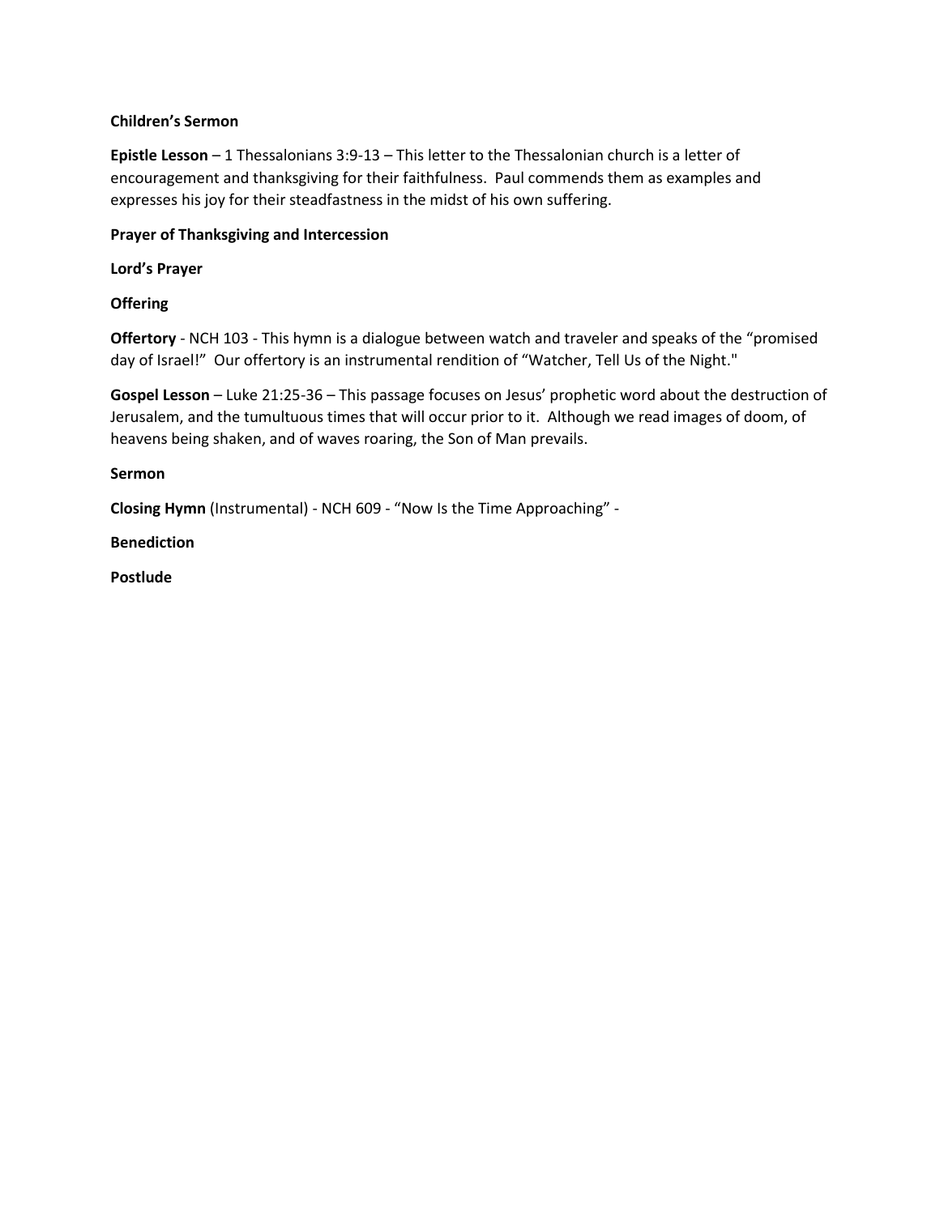**Children's Sermon**

**Epistle Lesson** – 1 Thessalonians 3:9-13 – This letter to the Thessalonian church is a letter of encouragement and thanksgiving for their faithfulness. Paul commends them as examples and expresses his joy for their steadfastness in the midst of his own suffering.

**Prayer of Thanksgiving and Intercession**

**Lord's Prayer**

**Offering**

**Offertory** - NCH 103 - This hymn is a dialogue between watch and traveler and speaks of the "promised day of Israel!" Our offertory is an instrumental rendition of "Watcher, Tell Us of the Night."

**Gospel Lesson** – Luke 21:25-36 – This passage focuses on Jesus' prophetic word about the destruction of Jerusalem, and the tumultuous times that will occur prior to it. Although we read images of doom, of heavens being shaken, and of waves roaring, the Son of Man prevails.

**Sermon**

**Closing Hymn** (Instrumental) - NCH 609 - "Now Is the Time Approaching" -

**Benediction**

**Postlude**